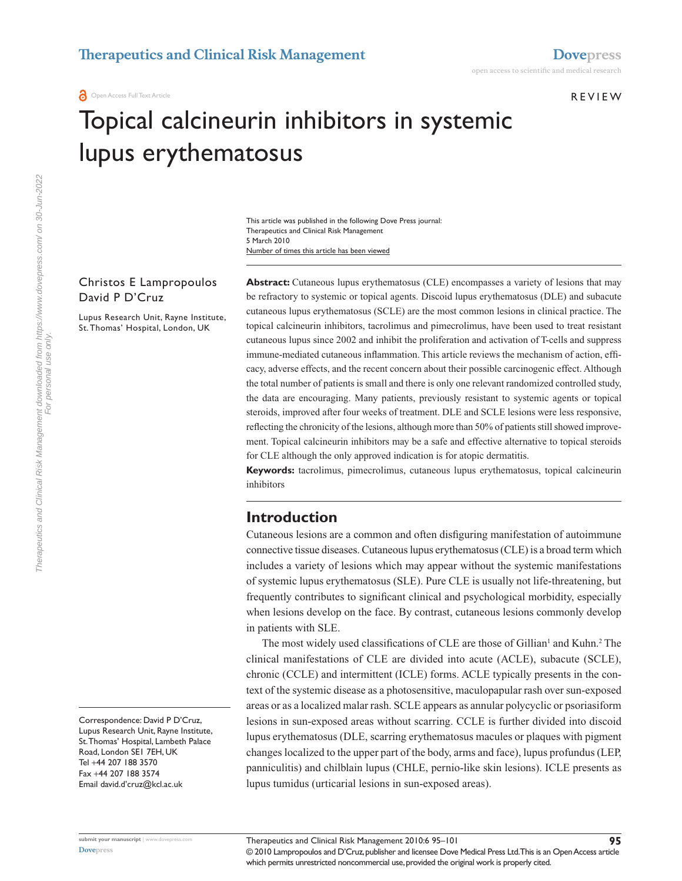REVIEW

# Topical calcineurin inhibitors in systemic lupus erythematosus

This article was published in the following Dove Press journal:
Therapeutics and Clinical Risk Management
5 March 2010
Number of times this article has been viewed

Christos E Lampropoulos
David P D'Cruz

Lupus Research Unit, Rayne Institute, St. Thomas' Hospital, London, UK

Correspondence: David P D'Cruz, Lupus Research Unit, Rayne Institute, St. Thomas' Hospital, Lambeth Palace Road, London SE1 7EH, UK
Tel +44 207 188 3570
Fax +44 207 188 3574
Email david.d'cruz@kcl.ac.uk

**Abstract:** Cutaneous lupus erythematosus (CLE) encompasses a variety of lesions that may be refractory to systemic or topical agents. Discoid lupus erythematosus (DLE) and subacute cutaneous lupus erythematosus (SCLE) are the most common lesions in clinical practice. The topical calcineurin inhibitors, tacrolimus and pimecrolimus, have been used to treat resistant cutaneous lupus since 2002 and inhibit the proliferation and activation of T-cells and suppress immune-mediated cutaneous inflammation. This article reviews the mechanism of action, efficacy, adverse effects, and the recent concern about their possible carcinogenic effect. Although the total number of patients is small and there is only one relevant randomized controlled study, the data are encouraging. Many patients, previously resistant to systemic agents or topical steroids, improved after four weeks of treatment. DLE and SCLE lesions were less responsive, reflecting the chronicity of the lesions, although more than 50% of patients still showed improvement. Topical calcineurin inhibitors may be a safe and effective alternative to topical steroids for CLE although the only approved indication is for atopic dermatitis.

**Keywords:** tacrolimus, pimecrolimus, cutaneous lupus erythematosus, topical calcineurin inhibitors

## Introduction

Cutaneous lesions are a common and often disfiguring manifestation of autoimmune connective tissue diseases. Cutaneous lupus erythematosus (CLE) is a broad term which includes a variety of lesions which may appear without the systemic manifestations of systemic lupus erythematosus (SLE). Pure CLE is usually not life-threatening, but frequently contributes to significant clinical and psychological morbidity, especially when lesions develop on the face. By contrast, cutaneous lesions commonly develop in patients with SLE.

The most widely used classifications of CLE are those of Gillian[1] and Kuhn.[2] The clinical manifestations of CLE are divided into acute (ACLE), subacute (SCLE), chronic (CCLE) and intermittent (ICLE) forms. ACLE typically presents in the context of the systemic disease as a photosensitive, maculopapular rash over sun-exposed areas or as a localized malar rash. SCLE appears as annular polycyclic or psoriasiform lesions in sun-exposed areas without scarring. CCLE is further divided into discoid lupus erythematosus (DLE, scarring erythematosus macules or plaques with pigment changes localized to the upper part of the body, arms and face), lupus profundus (LEP, panniculitis) and chilblain lupus (CHLE, pernio-like skin lesions). ICLE presents as lupus tumidus (urticarial lesions in sun-exposed areas).

© 2010 Lampropoulos and D'Cruz, publisher and licensee Dove Medical Press Ltd. This is an Open Access article which permits unrestricted noncommercial use, provided the original work is properly cited.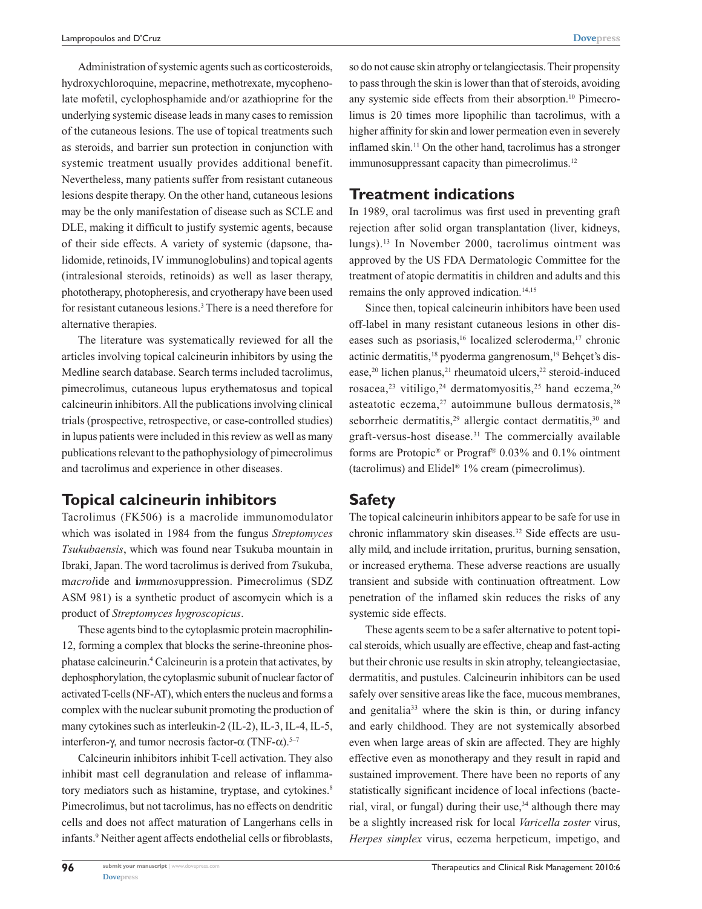Administration of systemic agents such as corticosteroids, hydroxychloroquine, mepacrine, methotrexate, mycophenolate mofetil, cyclophosphamide and/or azathioprine for the underlying systemic disease leads in many cases to remission of the cutaneous lesions. The use of topical treatments such as steroids, and barrier sun protection in conjunction with systemic treatment usually provides additional benefit. Nevertheless, many patients suffer from resistant cutaneous lesions despite therapy. On the other hand, cutaneous lesions may be the only manifestation of disease such as SCLE and DLE, making it difficult to justify systemic agents, because of their side effects. A variety of systemic (dapsone, thalidomide, retinoids, IV immunoglobulins) and topical agents (intralesional steroids, retinoids) as well as laser therapy, phototherapy, photopheresis, and cryotherapy have been used for resistant cutaneous lesions.[3] There is a need therefore for alternative therapies.

The literature was systematically reviewed for all the articles involving topical calcineurin inhibitors by using the Medline search database. Search terms included tacrolimus, pimecrolimus, cutaneous lupus erythematosus and topical calcineurin inhibitors. All the publications involving clinical trials (prospective, retrospective, or case-controlled studies) in lupus patients were included in this review as well as many publications relevant to the pathophysiology of pimecrolimus and tacrolimus and experience in other diseases.

## Topical calcineurin inhibitors

Tacrolimus (FK506) is a macrolide immunomodulator which was isolated in 1984 from the fungus *Streptomyces Tsukubaensis*, which was found near Tsukuba mountain in Ibraki, Japan. The word tacrolimus is derived from *T*sukuba, m*acrol*ide and **i***m*m*u*n*o*s*uppression. Pimecrolimus (SDZ ASM 981) is a synthetic product of ascomycin which is a product of *Streptomyces hygroscopicus*.

These agents bind to the cytoplasmic protein macrophilin-12, forming a complex that blocks the serine-threonine phosphatase calcineurin.[4] Calcineurin is a protein that activates, by dephosphorylation, the cytoplasmic subunit of nuclear factor of activated T-cells (NF-AT), which enters the nucleus and forms a complex with the nuclear subunit promoting the production of many cytokines such as interleukin-2 (IL-2), IL-3, IL-4, IL-5, interferon-γ, and tumor necrosis factor-α (TNF-α).[5–7]

Calcineurin inhibitors inhibit T-cell activation. They also inhibit mast cell degranulation and release of inflammatory mediators such as histamine, tryptase, and cytokines.[8] Pimecrolimus, but not tacrolimus, has no effects on dendritic cells and does not affect maturation of Langerhans cells in infants.[9] Neither agent affects endothelial cells or fibroblasts, so do not cause skin atrophy or telangiectasis. Their propensity to pass through the skin is lower than that of steroids, avoiding any systemic side effects from their absorption.[10] Pimecrolimus is 20 times more lipophilic than tacrolimus, with a higher affinity for skin and lower permeation even in severely inflamed skin.[11] On the other hand, tacrolimus has a stronger immunosuppressant capacity than pimecrolimus.[12]

## Treatment indications

In 1989, oral tacrolimus was first used in preventing graft rejection after solid organ transplantation (liver, kidneys, lungs).[13] In November 2000, tacrolimus ointment was approved by the US FDA Dermatologic Committee for the treatment of atopic dermatitis in children and adults and this remains the only approved indication.[14,15]

Since then, topical calcineurin inhibitors have been used off-label in many resistant cutaneous lesions in other diseases such as psoriasis,[16] localized scleroderma,[17] chronic actinic dermatitis,[18] pyoderma gangrenosum,[19] Behçet's disease,[20] lichen planus,[21] rheumatoid ulcers,[22] steroid-induced rosacea,[23] vitiligo,[24] dermatomyositis,[25] hand eczema,[26] asteatotic eczema,[27] autoimmune bullous dermatosis,[28] seborrheic dermatitis,[29] allergic contact dermatitis,[30] and graft-versus-host disease.[31] The commercially available forms are Protopic® or Prograf® 0.03% and 0.1% ointment (tacrolimus) and Elidel® 1% cream (pimecrolimus).

## Safety

The topical calcineurin inhibitors appear to be safe for use in chronic inflammatory skin diseases.[32] Side effects are usually mild, and include irritation, pruritus, burning sensation, or increased erythema. These adverse reactions are usually transient and subside with continuation oftreatment. Low penetration of the inflamed skin reduces the risks of any systemic side effects.

These agents seem to be a safer alternative to potent topical steroids, which usually are effective, cheap and fast-acting but their chronic use results in skin atrophy, teleangiectasiae, dermatitis, and pustules. Calcineurin inhibitors can be used safely over sensitive areas like the face, mucous membranes, and genitalia[33] where the skin is thin, or during infancy and early childhood. They are not systemically absorbed even when large areas of skin are affected. They are highly effective even as monotherapy and they result in rapid and sustained improvement. There have been no reports of any statistically significant incidence of local infections (bacterial, viral, or fungal) during their use,[34] although there may be a slightly increased risk for local *Varicella zoster* virus, *Herpes simplex* virus, eczema herpeticum, impetigo, and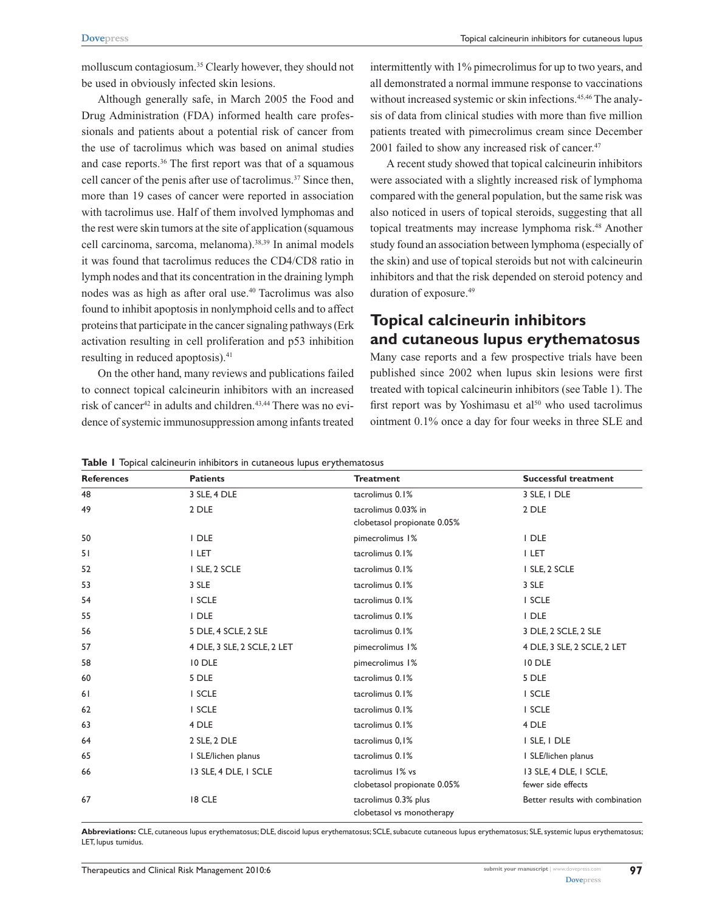molluscum contagiosum.[35] Clearly however, they should not be used in obviously infected skin lesions.

Although generally safe, in March 2005 the Food and Drug Administration (FDA) informed health care professionals and patients about a potential risk of cancer from the use of tacrolimus which was based on animal studies and case reports.[36] The first report was that of a squamous cell cancer of the penis after use of tacrolimus.[37] Since then, more than 19 cases of cancer were reported in association with tacrolimus use. Half of them involved lymphomas and the rest were skin tumors at the site of application (squamous cell carcinoma, sarcoma, melanoma).[38,39] In animal models it was found that tacrolimus reduces the CD4/CD8 ratio in lymph nodes and that its concentration in the draining lymph nodes was as high as after oral use.[40] Tacrolimus was also found to inhibit apoptosis in nonlymphoid cells and to affect proteins that participate in the cancer signaling pathways (Erk activation resulting in cell proliferation and p53 inhibition resulting in reduced apoptosis).[41]

On the other hand, many reviews and publications failed to connect topical calcineurin inhibitors with an increased risk of cancer[42] in adults and children.[43,44] There was no evidence of systemic immunosuppression among infants treated intermittently with 1% pimecrolimus for up to two years, and all demonstrated a normal immune response to vaccinations without increased systemic or skin infections.[45,46] The analysis of data from clinical studies with more than five million patients treated with pimecrolimus cream since December 2001 failed to show any increased risk of cancer.[47]

A recent study showed that topical calcineurin inhibitors were associated with a slightly increased risk of lymphoma compared with the general population, but the same risk was also noticed in users of topical steroids, suggesting that all topical treatments may increase lymphoma risk.[48] Another study found an association between lymphoma (especially of the skin) and use of topical steroids but not with calcineurin inhibitors and that the risk depended on steroid potency and duration of exposure.[49]

## Topical calcineurin inhibitors and cutaneous lupus erythematosus

Many case reports and a few prospective trials have been published since 2002 when lupus skin lesions were first treated with topical calcineurin inhibitors (see Table 1). The first report was by Yoshimasu et al[50] who used tacrolimus ointment 0.1% once a day for four weeks in three SLE and

**Table 1** Topical calcineurin inhibitors in cutaneous lupus erythematosus

| References | Patients | Treatment | Successful treatment |
|---|---|---|---|
| 48 | 3 SLE, 4 DLE | tacrolimus 0.1% | 3 SLE, 1 DLE |
| 49 | 2 DLE | tacrolimus 0.03% in clobetasol propionate 0.05% | 2 DLE |
| 50 | 1 DLE | pimecrolimus 1% | 1 DLE |
| 51 | 1 LET | tacrolimus 0.1% | 1 LET |
| 52 | 1 SLE, 2 SCLE | tacrolimus 0.1% | 1 SLE, 2 SCLE |
| 53 | 3 SLE | tacrolimus 0.1% | 3 SLE |
| 54 | 1 SCLE | tacrolimus 0.1% | 1 SCLE |
| 55 | 1 DLE | tacrolimus 0.1% | 1 DLE |
| 56 | 5 DLE, 4 SCLE, 2 SLE | tacrolimus 0.1% | 3 DLE, 2 SCLE, 2 SLE |
| 57 | 4 DLE, 3 SLE, 2 SCLE, 2 LET | pimecrolimus 1% | 4 DLE, 3 SLE, 2 SCLE, 2 LET |
| 58 | 10 DLE | pimecrolimus 1% | 10 DLE |
| 60 | 5 DLE | tacrolimus 0.1% | 5 DLE |
| 61 | 1 SCLE | tacrolimus 0.1% | 1 SCLE |
| 62 | 1 SCLE | tacrolimus 0.1% | 1 SCLE |
| 63 | 4 DLE | tacrolimus 0.1% | 4 DLE |
| 64 | 2 SLE, 2 DLE | tacrolimus 0,1% | 1 SLE, 1 DLE |
| 65 | 1 SLE/lichen planus | tacrolimus 0.1% | 1 SLE/lichen planus |
| 66 | 13 SLE, 4 DLE, 1 SCLE | tacrolimus 1% vs clobetasol propionate 0.05% | 13 SLE, 4 DLE, 1 SCLE, fewer side effects |
| 67 | 18 CLE | tacrolimus 0.3% plus clobetasol vs monotherapy | Better results with combination |

**Abbreviations:** CLE, cutaneous lupus erythematosus; DLE, discoid lupus erythematosus; SCLE, subacute cutaneous lupus erythematosus; SLE, systemic lupus erythematosus; LET, lupus tumidus.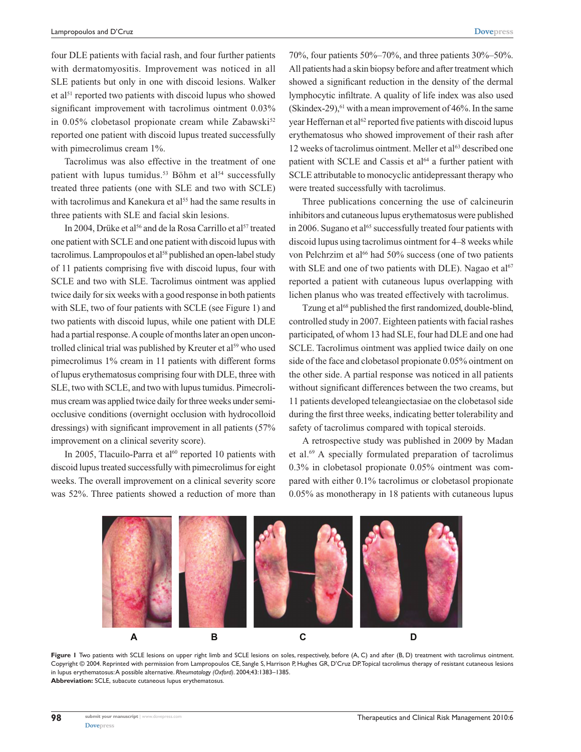four DLE patients with facial rash, and four further patients with dermatomyositis. Improvement was noticed in all SLE patients but only in one with discoid lesions. Walker et al[51] reported two patients with discoid lupus who showed significant improvement with tacrolimus ointment 0.03% in 0.05% clobetasol propionate cream while Zabawski[52] reported one patient with discoid lupus treated successfully with pimecrolimus cream 1%.

Tacrolimus was also effective in the treatment of one patient with lupus tumidus.[53] Böhm et al[54] successfully treated three patients (one with SLE and two with SCLE) with tacrolimus and Kanekura et al[55] had the same results in three patients with SLE and facial skin lesions.

In 2004, Drüke et al[56] and de la Rosa Carrillo et al[57] treated one patient with SCLE and one patient with discoid lupus with tacrolimus. Lampropoulos et al[58] published an open-label study of 11 patients comprising five with discoid lupus, four with SCLE and two with SLE. Tacrolimus ointment was applied twice daily for six weeks with a good response in both patients with SLE, two of four patients with SCLE (see Figure 1) and two patients with discoid lupus, while one patient with DLE had a partial response. A couple of months later an open uncontrolled clinical trial was published by Kreuter et al[59] who used pimecrolimus 1% cream in 11 patients with different forms of lupus erythematosus comprising four with DLE, three with SLE, two with SCLE, and two with lupus tumidus. Pimecrolimus cream was applied twice daily for three weeks under semi-occlusive conditions (overnight occlusion with hydrocolloid dressings) with significant improvement in all patients (57% improvement on a clinical severity score).

In 2005, Tlacuilo-Parra et al[60] reported 10 patients with discoid lupus treated successfully with pimecrolimus for eight weeks. The overall improvement on a clinical severity score was 52%. Three patients showed a reduction of more than 70%, four patients 50%–70%, and three patients 30%–50%. All patients had a skin biopsy before and after treatment which showed a significant reduction in the density of the dermal lymphocytic infiltrate. A quality of life index was also used (Skindex-29),[61] with a mean improvement of 46%. In the same year Heffernan et al[62] reported five patients with discoid lupus erythematosus who showed improvement of their rash after 12 weeks of tacrolimus ointment. Meller et al[63] described one patient with SCLE and Cassis et al[64] a further patient with SCLE attributable to monocyclic antidepressant therapy who were treated successfully with tacrolimus.

Three publications concerning the use of calcineurin inhibitors and cutaneous lupus erythematosus were published in 2006. Sugano et al[65] successfully treated four patients with discoid lupus using tacrolimus ointment for 4–8 weeks while von Pelchrzim et al[66] had 50% success (one of two patients with SLE and one of two patients with DLE). Nagao et al[67] reported a patient with cutaneous lupus overlapping with lichen planus who was treated effectively with tacrolimus.

Tzung et al[68] published the first randomized, double-blind, controlled study in 2007. Eighteen patients with facial rashes participated, of whom 13 had SLE, four had DLE and one had SCLE. Tacrolimus ointment was applied twice daily on one side of the face and clobetasol propionate 0.05% ointment on the other side. A partial response was noticed in all patients without significant differences between the two creams, but 11 patients developed teleangiectasiae on the clobetasol side during the first three weeks, indicating better tolerability and safety of tacrolimus compared with topical steroids.

A retrospective study was published in 2009 by Madan et al.[69] A specially formulated preparation of tacrolimus 0.3% in clobetasol propionate 0.05% ointment was compared with either 0.1% tacrolimus or clobetasol propionate 0.05% as monotherapy in 18 patients with cutaneous lupus

**Figure 1** Two patients with SCLE lesions on upper right limb and SCLE lesions on soles, respectively, before (A, C) and after (B, D) treatment with tacrolimus ointment. Copyright © 2004. Reprinted with permission from Lampropoulos CE, Sangle S, Harrison P, Hughes GR, D'Cruz DP. Topical tacrolimus therapy of resistant cutaneous lesions in lupus erythematosus: A possible alternative. *Rheumatology (Oxford)*. 2004;43:1383–1385.
**Abbreviation:** SCLE, subacute cutaneous lupus erythematosus.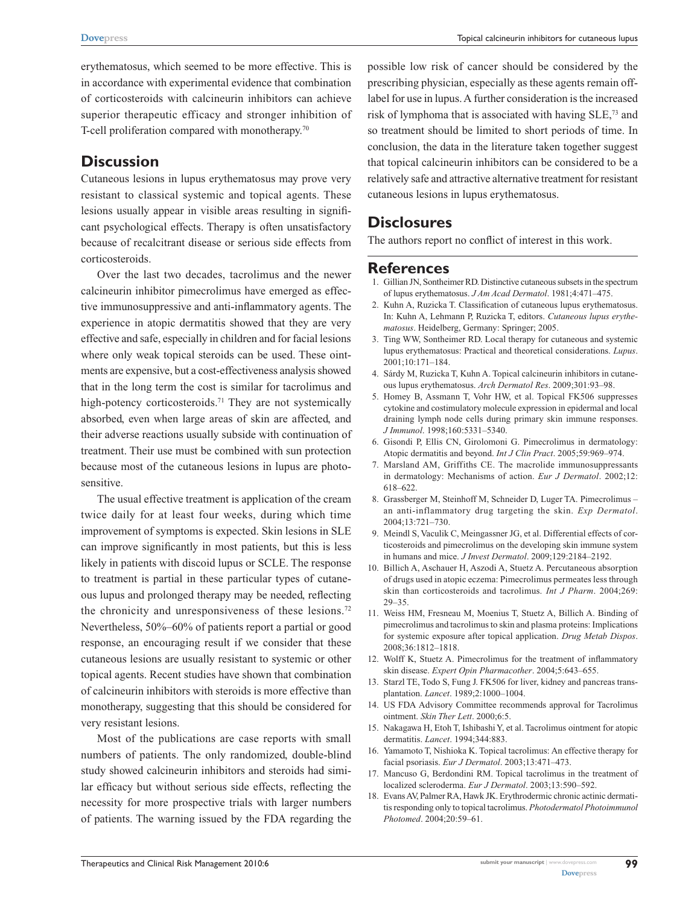erythematosus, which seemed to be more effective. This is in accordance with experimental evidence that combination of corticosteroids with calcineurin inhibitors can achieve superior therapeutic efficacy and stronger inhibition of T-cell proliferation compared with monotherapy.[70]

## Discussion

Cutaneous lesions in lupus erythematosus may prove very resistant to classical systemic and topical agents. These lesions usually appear in visible areas resulting in significant psychological effects. Therapy is often unsatisfactory because of recalcitrant disease or serious side effects from corticosteroids.

Over the last two decades, tacrolimus and the newer calcineurin inhibitor pimecrolimus have emerged as effective immunosuppressive and anti-inflammatory agents. The experience in atopic dermatitis showed that they are very effective and safe, especially in children and for facial lesions where only weak topical steroids can be used. These ointments are expensive, but a cost-effectiveness analysis showed that in the long term the cost is similar for tacrolimus and high-potency corticosteroids.[71] They are not systemically absorbed, even when large areas of skin are affected, and their adverse reactions usually subside with continuation of treatment. Their use must be combined with sun protection because most of the cutaneous lesions in lupus are photosensitive.

The usual effective treatment is application of the cream twice daily for at least four weeks, during which time improvement of symptoms is expected. Skin lesions in SLE can improve significantly in most patients, but this is less likely in patients with discoid lupus or SCLE. The response to treatment is partial in these particular types of cutaneous lupus and prolonged therapy may be needed, reflecting the chronicity and unresponsiveness of these lesions.[72] Nevertheless, 50%–60% of patients report a partial or good response, an encouraging result if we consider that these cutaneous lesions are usually resistant to systemic or other topical agents. Recent studies have shown that combination of calcineurin inhibitors with steroids is more effective than monotherapy, suggesting that this should be considered for very resistant lesions.

Most of the publications are case reports with small numbers of patients. The only randomized, double-blind study showed calcineurin inhibitors and steroids had similar efficacy but without serious side effects, reflecting the necessity for more prospective trials with larger numbers of patients. The warning issued by the FDA regarding the possible low risk of cancer should be considered by the prescribing physician, especially as these agents remain off-label for use in lupus. A further consideration is the increased risk of lymphoma that is associated with having SLE,[73] and so treatment should be limited to short periods of time. In conclusion, the data in the literature taken together suggest that topical calcineurin inhibitors can be considered to be a relatively safe and attractive alternative treatment for resistant cutaneous lesions in lupus erythematosus.

## Disclosures

The authors report no conflict of interest in this work.

## References

1. Gillian JN, Sontheimer RD. Distinctive cutaneous subsets in the spectrum of lupus erythematosus. *J Am Acad Dermatol*. 1981;4:471–475.
2. Kuhn A, Ruzicka T. Classification of cutaneous lupus erythematosus. In: Kuhn A, Lehmann P, Ruzicka T, editors. *Cutaneous lupus erythematosus*. Heidelberg, Germany: Springer; 2005.
3. Ting WW, Sontheimer RD. Local therapy for cutaneous and systemic lupus erythematosus: Practical and theoretical considerations. *Lupus*. 2001;10:171–184.
4. Sárdy M, Ruzicka T, Kuhn A. Topical calcineurin inhibitors in cutaneous lupus erythematosus. *Arch Dermatol Res*. 2009;301:93–98.
5. Homey B, Assmann T, Vohr HW, et al. Topical FK506 suppresses cytokine and costimulatory molecule expression in epidermal and local draining lymph node cells during primary skin immune responses. *J Immunol*. 1998;160:5331–5340.
6. Gisondi P, Ellis CN, Girolomoni G. Pimecrolimus in dermatology: Atopic dermatitis and beyond. *Int J Clin Pract*. 2005;59:969–974.
7. Marsland AM, Griffiths CE. The macrolide immunosuppressants in dermatology: Mechanisms of action. *Eur J Dermatol*. 2002;12: 618–622.
8. Grassberger M, Steinhoff M, Schneider D, Luger TA. Pimecrolimus – an anti-inflammatory drug targeting the skin. *Exp Dermatol*. 2004;13:721–730.
9. Meindl S, Vaculik C, Meingassner JG, et al. Differential effects of corticosteroids and pimecrolimus on the developing skin immune system in humans and mice. *J Invest Dermatol*. 2009;129:2184–2192.
10. Billich A, Aschauer H, Aszodi A, Stuetz A. Percutaneous absorption of drugs used in atopic eczema: Pimecrolimus permeates less through skin than corticosteroids and tacrolimus. *Int J Pharm*. 2004;269: 29–35.
11. Weiss HM, Fresneau M, Moenius T, Stuetz A, Billich A. Binding of pimecrolimus and tacrolimus to skin and plasma proteins: Implications for systemic exposure after topical application. *Drug Metab Dispos*. 2008;36:1812–1818.
12. Wolff K, Stuetz A. Pimecrolimus for the treatment of inflammatory skin disease. *Expert Opin Pharmacother*. 2004;5:643–655.
13. Starzl TE, Todo S, Fung J. FK506 for liver, kidney and pancreas transplantation. *Lancet*. 1989;2:1000–1004.
14. US FDA Advisory Committee recommends approval for Tacrolimus ointment. *Skin Ther Lett*. 2000;6:5.
15. Nakagawa H, Etoh T, Ishibashi Y, et al. Tacrolimus ointment for atopic dermatitis. *Lancet*. 1994;344:883.
16. Yamamoto T, Nishioka K. Topical tacrolimus: An effective therapy for facial psoriasis. *Eur J Dermatol*. 2003;13:471–473.
17. Mancuso G, Berdondini RM. Topical tacrolimus in the treatment of localized scleroderma. *Eur J Dermatol*. 2003;13:590–592.
18. Evans AV, Palmer RA, Hawk JK. Erythrodermic chronic actinic dermatitis responding only to topical tacrolimus. *Photodermatol Photoimmunol Photomed*. 2004;20:59–61.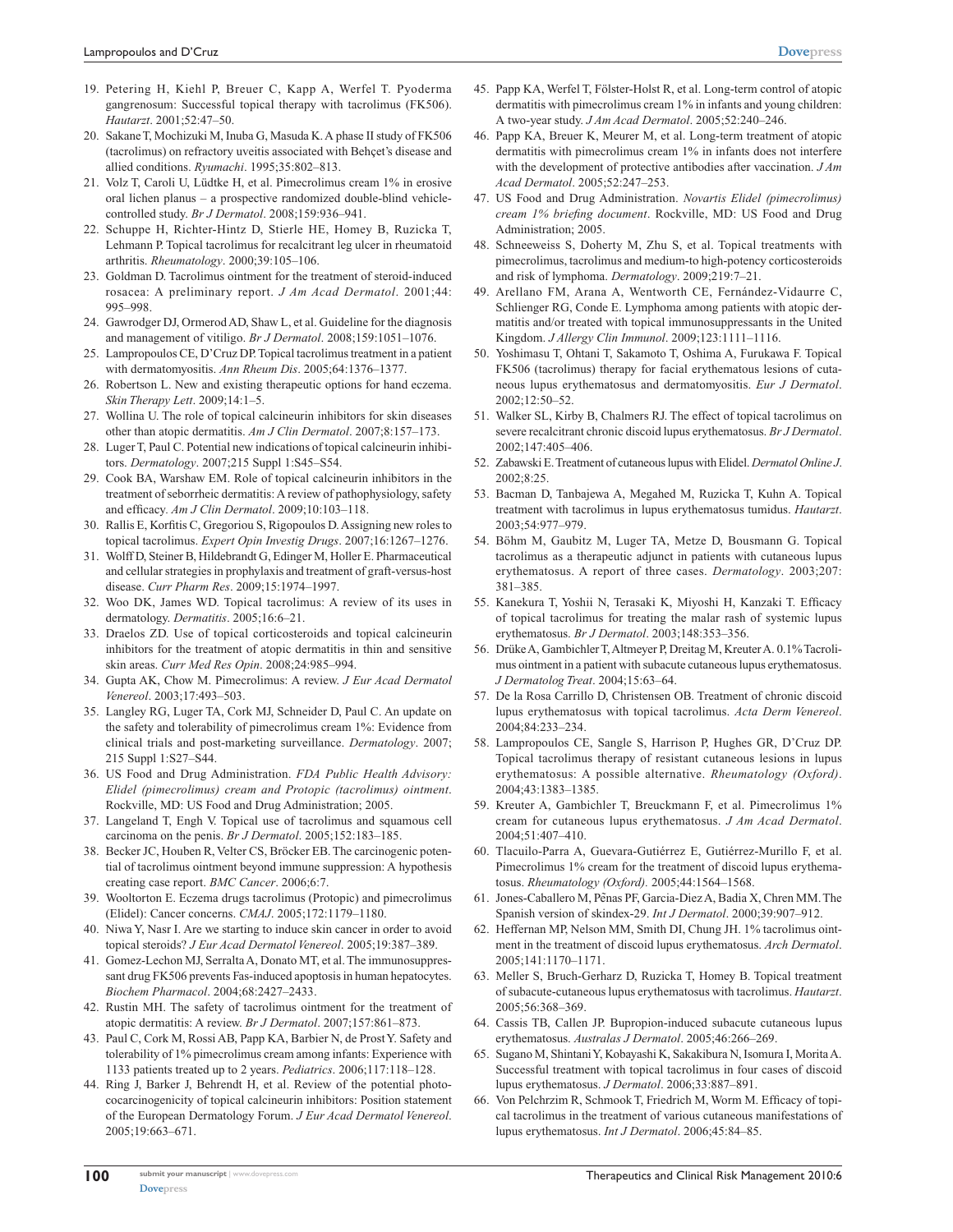19. Petering H, Kiehl P, Breuer C, Kapp A, Werfel T. Pyoderma gangrenosum: Successful topical therapy with tacrolimus (FK506). *Hautarzt*. 2001;52:47–50.
20. Sakane T, Mochizuki M, Inuba G, Masuda K. A phase II study of FK506 (tacrolimus) on refractory uveitis associated with Behçet's disease and allied conditions. *Ryumachi*. 1995;35:802–813.
21. Volz T, Caroli U, Lüdtke H, et al. Pimecrolimus cream 1% in erosive oral lichen planus – a prospective randomized double-blind vehicle-controlled study. *Br J Dermatol*. 2008;159:936–941.
22. Schuppe H, Richter-Hintz D, Stierle HE, Homey B, Ruzicka T, Lehmann P. Topical tacrolimus for recalcitrant leg ulcer in rheumatoid arthritis. *Rheumatology*. 2000;39:105–106.
23. Goldman D. Tacrolimus ointment for the treatment of steroid-induced rosacea: A preliminary report. *J Am Acad Dermatol*. 2001;44: 995–998.
24. Gawrodger DJ, Ormerod AD, Shaw L, et al. Guideline for the diagnosis and management of vitiligo. *Br J Dermatol*. 2008;159:1051–1076.
25. Lampropoulos CE, D'Cruz DP. Topical tacrolimus treatment in a patient with dermatomyositis. *Ann Rheum Dis*. 2005;64:1376–1377.
26. Robertson L. New and existing therapeutic options for hand eczema. *Skin Therapy Lett*. 2009;14:1–5.
27. Wollina U. The role of topical calcineurin inhibitors for skin diseases other than atopic dermatitis. *Am J Clin Dermatol*. 2007;8:157–173.
28. Luger T, Paul C. Potential new indications of topical calcineurin inhibitors. *Dermatology*. 2007;215 Suppl 1:S45–S54.
29. Cook BA, Warshaw EM. Role of topical calcineurin inhibitors in the treatment of seborrheic dermatitis: A review of pathophysiology, safety and efficacy. *Am J Clin Dermatol*. 2009;10:103–118.
30. Rallis E, Korfitis C, Gregoriou S, Rigopoulos D. Assigning new roles to topical tacrolimus. *Expert Opin Investig Drugs*. 2007;16:1267–1276.
31. Wolff D, Steiner B, Hildebrandt G, Edinger M, Holler E. Pharmaceutical and cellular strategies in prophylaxis and treatment of graft-versus-host disease. *Curr Pharm Res*. 2009;15:1974–1997.
32. Woo DK, James WD. Topical tacrolimus: A review of its uses in dermatology. *Dermatitis*. 2005;16:6–21.
33. Draelos ZD. Use of topical corticosteroids and topical calcineurin inhibitors for the treatment of atopic dermatitis in thin and sensitive skin areas. *Curr Med Res Opin*. 2008;24:985–994.
34. Gupta AK, Chow M. Pimecrolimus: A review. *J Eur Acad Dermatol Venereol*. 2003;17:493–503.
35. Langley RG, Luger TA, Cork MJ, Schneider D, Paul C. An update on the safety and tolerability of pimecrolimus cream 1%: Evidence from clinical trials and post-marketing surveillance. *Dermatology*. 2007; 215 Suppl 1:S27–S44.
36. US Food and Drug Administration. *FDA Public Health Advisory: Elidel (pimecrolimus) cream and Protopic (tacrolimus) ointment*. Rockville, MD: US Food and Drug Administration; 2005.
37. Langeland T, Engh V. Topical use of tacrolimus and squamous cell carcinoma on the penis. *Br J Dermatol*. 2005;152:183–185.
38. Becker JC, Houben R, Velter CS, Bröcker EB. The carcinogenic potential of tacrolimus ointment beyond immune suppression: A hypothesis creating case report. *BMC Cancer*. 2006;6:7.
39. Wooltorton E. Eczema drugs tacrolimus (Protopic) and pimecrolimus (Elidel): Cancer concerns. *CMAJ*. 2005;172:1179–1180.
40. Niwa Y, Nasr I. Are we starting to induce skin cancer in order to avoid topical steroids? *J Eur Acad Dermatol Venereol*. 2005;19:387–389.
41. Gomez-Lechon MJ, Serralta A, Donato MT, et al. The immunosuppressant drug FK506 prevents Fas-induced apoptosis in human hepatocytes. *Biochem Pharmacol*. 2004;68:2427–2433.
42. Rustin MH. The safety of tacrolimus ointment for the treatment of atopic dermatitis: A review. *Br J Dermatol*. 2007;157:861–873.
43. Paul C, Cork M, Rossi AB, Papp KA, Barbier N, de Prost Y. Safety and tolerability of 1% pimecrolimus cream among infants: Experience with 1133 patients treated up to 2 years. *Pediatrics*. 2006;117:118–128.
44. Ring J, Barker J, Behrendt H, et al. Review of the potential photococarcinogenicity of topical calcineurin inhibitors: Position statement of the European Dermatology Forum. *J Eur Acad Dermatol Venereol*. 2005;19:663–671.
45. Papp KA, Werfel T, Fölster-Holst R, et al. Long-term control of atopic dermatitis with pimecrolimus cream 1% in infants and young children: A two-year study. *J Am Acad Dermatol*. 2005;52:240–246.
46. Papp KA, Breuer K, Meurer M, et al. Long-term treatment of atopic dermatitis with pimecrolimus cream 1% in infants does not interfere with the development of protective antibodies after vaccination. *J Am Acad Dermatol*. 2005;52:247–253.
47. US Food and Drug Administration. *Novartis Elidel (pimecrolimus) cream 1% briefing document*. Rockville, MD: US Food and Drug Administration; 2005.
48. Schneeweiss S, Doherty M, Zhu S, et al. Topical treatments with pimecrolimus, tacrolimus and medium-to high-potency corticosteroids and risk of lymphoma. *Dermatology*. 2009;219:7–21.
49. Arellano FM, Arana A, Wentworth CE, Fernández-Vidaurre C, Schlienger RG, Conde E. Lymphoma among patients with atopic dermatitis and/or treated with topical immunosuppressants in the United Kingdom. *J Allergy Clin Immunol*. 2009;123:1111–1116.
50. Yoshimasu T, Ohtani T, Sakamoto T, Oshima A, Furukawa F. Topical FK506 (tacrolimus) therapy for facial erythematous lesions of cutaneous lupus erythematosus and dermatomyositis. *Eur J Dermatol*. 2002;12:50–52.
51. Walker SL, Kirby B, Chalmers RJ. The effect of topical tacrolimus on severe recalcitrant chronic discoid lupus erythematosus. *Br J Dermatol*. 2002;147:405–406.
52. Zabawski E. Treatment of cutaneous lupus with Elidel. *Dermatol Online J*. 2002;8:25.
53. Bacman D, Tanbajewa A, Megahed M, Ruzicka T, Kuhn A. Topical treatment with tacrolimus in lupus erythematosus tumidus. *Hautarzt*. 2003;54:977–979.
54. Böhm M, Gaubitz M, Luger TA, Metze D, Bousmann G. Topical tacrolimus as a therapeutic adjunct in patients with cutaneous lupus erythematosus. A report of three cases. *Dermatology*. 2003;207: 381–385.
55. Kanekura T, Yoshii N, Terasaki K, Miyoshi H, Kanzaki T. Efficacy of topical tacrolimus for treating the malar rash of systemic lupus erythematosus. *Br J Dermatol*. 2003;148:353–356.
56. Drüke A, Gambichler T, Altmeyer P, Dreitag M, Kreuter A. 0.1% Tacrolimus ointment in a patient with subacute cutaneous lupus erythematosus. *J Dermatolog Treat*. 2004;15:63–64.
57. De la Rosa Carrillo D, Christensen OB. Treatment of chronic discoid lupus erythematosus with topical tacrolimus. *Acta Derm Venereol*. 2004;84:233–234.
58. Lampropoulos CE, Sangle S, Harrison P, Hughes GR, D'Cruz DP. Topical tacrolimus therapy of resistant cutaneous lesions in lupus erythematosus: A possible alternative. *Rheumatology (Oxford)*. 2004;43:1383–1385.
59. Kreuter A, Gambichler T, Breuckmann F, et al. Pimecrolimus 1% cream for cutaneous lupus erythematosus. *J Am Acad Dermatol*. 2004;51:407–410.
60. Tlacuilo-Parra A, Guevara-Gutiérrez E, Gutiérrez-Murillo F, et al. Pimecrolimus 1% cream for the treatment of discoid lupus erythematosus. *Rheumatology (Oxford)*. 2005;44:1564–1568.
61. Jones-Caballero M, Pẽnas PF, Garcia-Diez A, Badia X, Chren MM. The Spanish version of skindex-29. *Int J Dermatol*. 2000;39:907–912.
62. Heffernan MP, Nelson MM, Smith DI, Chung JH. 1% tacrolimus ointment in the treatment of discoid lupus erythematosus. *Arch Dermatol*. 2005;141:1170–1171.
63. Meller S, Bruch-Gerharz D, Ruzicka T, Homey B. Topical treatment of subacute-cutaneous lupus erythematosus with tacrolimus. *Hautarzt*. 2005;56:368–369.
64. Cassis TB, Callen JP. Bupropion-induced subacute cutaneous lupus erythematosus. *Australas J Dermatol*. 2005;46:266–269.
65. Sugano M, Shintani Y, Kobayashi K, Sakakibura N, Isomura I, Morita A. Successful treatment with topical tacrolimus in four cases of discoid lupus erythematosus. *J Dermatol*. 2006;33:887–891.
66. Von Pelchrzim R, Schmook T, Friedrich M, Worm M. Efficacy of topical tacrolimus in the treatment of various cutaneous manifestations of lupus erythematosus. *Int J Dermatol*. 2006;45:84–85.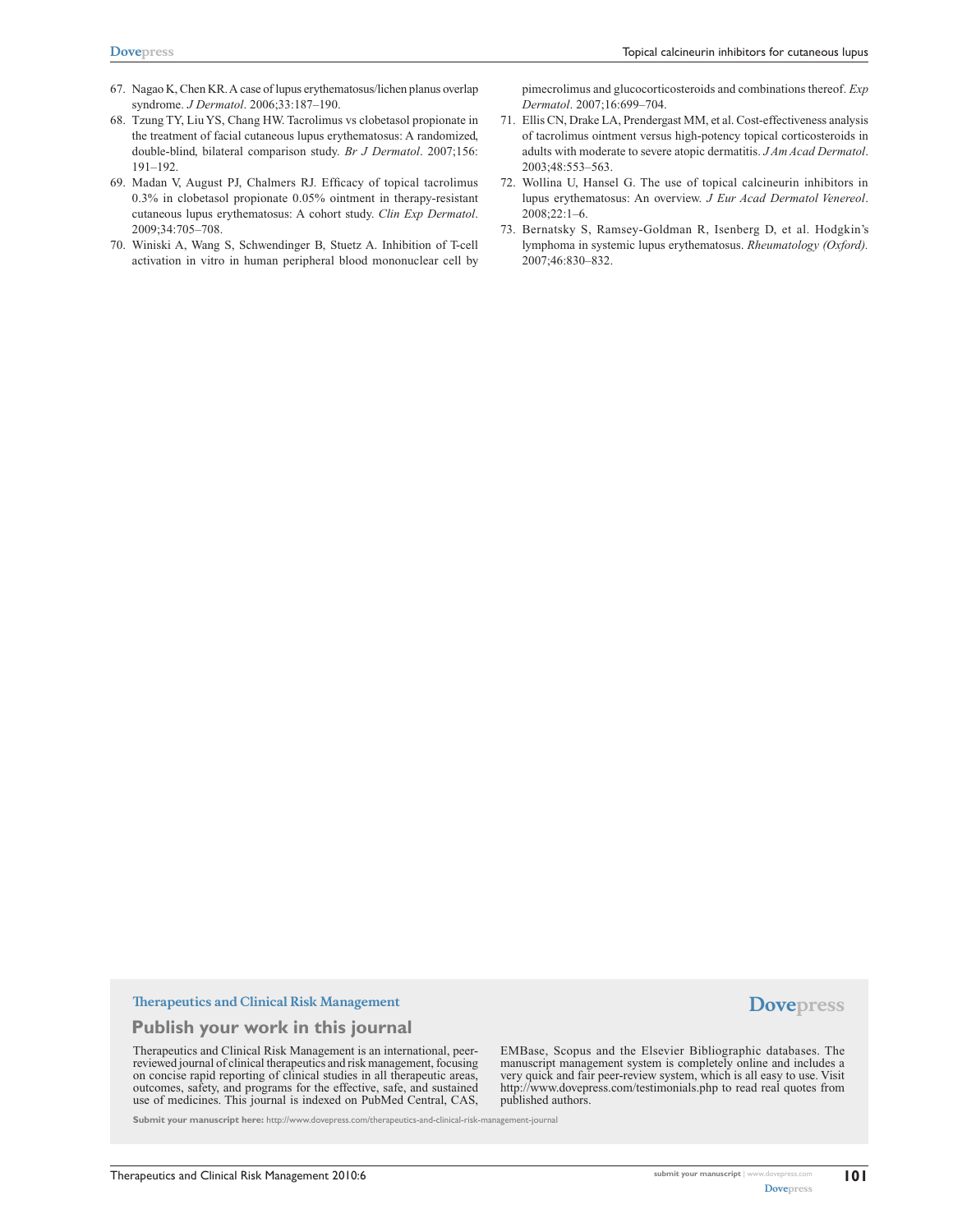67. Nagao K, Chen KR. A case of lupus erythematosus/lichen planus overlap syndrome. *J Dermatol*. 2006;33:187–190.
68. Tzung TY, Liu YS, Chang HW. Tacrolimus vs clobetasol propionate in the treatment of facial cutaneous lupus erythematosus: A randomized, double-blind, bilateral comparison study. *Br J Dermatol*. 2007;156:191–192.
69. Madan V, August PJ, Chalmers RJ. Efficacy of topical tacrolimus 0.3% in clobetasol propionate 0.05% ointment in therapy-resistant cutaneous lupus erythematosus: A cohort study. *Clin Exp Dermatol*. 2009;34:705–708.
70. Winiski A, Wang S, Schwendinger B, Stuetz A. Inhibition of T-cell activation in vitro in human peripheral blood mononuclear cell by pimecrolimus and glucocorticosteroids and combinations thereof. *Exp Dermatol*. 2007;16:699–704.
71. Ellis CN, Drake LA, Prendergast MM, et al. Cost-effectiveness analysis of tacrolimus ointment versus high-potency topical corticosteroids in adults with moderate to severe atopic dermatitis. *J Am Acad Dermatol*. 2003;48:553–563.
72. Wollina U, Hansel G. The use of topical calcineurin inhibitors in lupus erythematosus: An overview. *J Eur Acad Dermatol Venereol*. 2008;22:1–6.
73. Bernatsky S, Ramsey-Goldman R, Isenberg D, et al. Hodgkin's lymphoma in systemic lupus erythematosus. *Rheumatology (Oxford)*. 2007;46:830–832.

**Therapeutics and Clinical Risk Management**

**Publish your work in this journal**

Therapeutics and Clinical Risk Management is an international, peer-reviewed journal of clinical therapeutics and risk management, focusing on concise rapid reporting of clinical studies in all therapeutic areas, outcomes, safety, and programs for the effective, safe, and sustained use of medicines. This journal is indexed on PubMed Central, CAS, EMBase, Scopus and the Elsevier Bibliographic databases. The manuscript management system is completely online and includes a very quick and fair peer-review system, which is all easy to use. Visit http://www.dovepress.com/testimonials.php to read real quotes from published authors.

**Submit your manuscript here:** http://www.dovepress.com/therapeutics-and-clinical-risk-management-journal